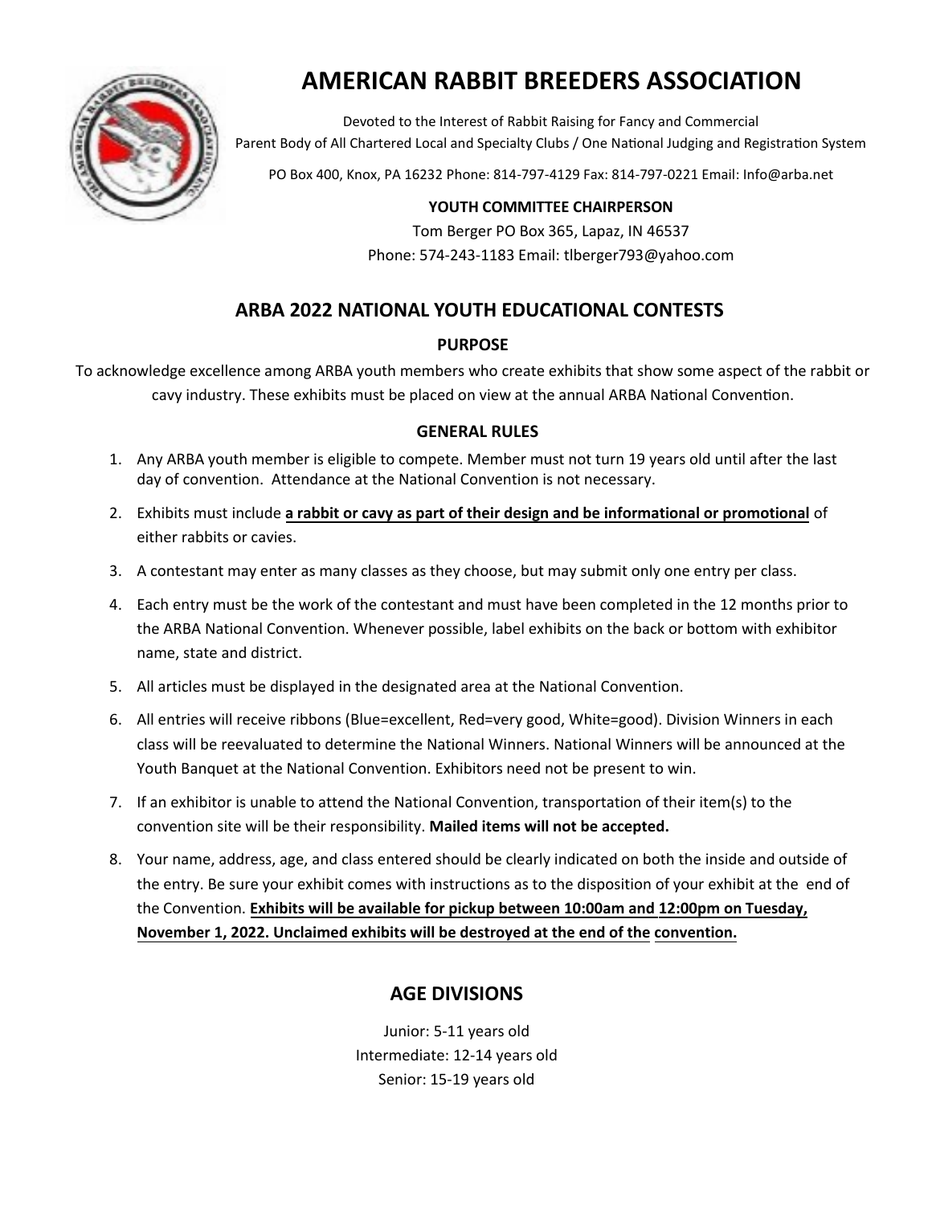# AMERICAN RABBIT BREEDERS ASSOCIATION

Devoted to the Interest of Rabbit Raising for Fancy and Commercial
Parent Body of All Chartered Local and Specialty Clubs / One National Judging and Registration System

PO Box 400, Knox, PA 16232 Phone: 814-797-4129 Fax: 814-797-0221 Email: Info@arba.net

**YOUTH COMMITTEE CHAIRPERSON**

Tom Berger PO Box 365, Lapaz, IN 46537
Phone: 574-243-1183 Email: tlberger793@yahoo.com

## ARBA 2022 NATIONAL YOUTH EDUCATIONAL CONTESTS

### PURPOSE

To acknowledge excellence among ARBA youth members who create exhibits that show some aspect of the rabbit or cavy industry. These exhibits must be placed on view at the annual ARBA National Convention.

### GENERAL RULES

1. Any ARBA youth member is eligible to compete. Member must not turn 19 years old until after the last day of convention. Attendance at the National Convention is not necessary.
2. Exhibits must include **a rabbit or cavy as part of their design and be informational or promotional** of either rabbits or cavies.
3. A contestant may enter as many classes as they choose, but may submit only one entry per class.
4. Each entry must be the work of the contestant and must have been completed in the 12 months prior to the ARBA National Convention. Whenever possible, label exhibits on the back or bottom with exhibitor name, state and district.
5. All articles must be displayed in the designated area at the National Convention.
6. All entries will receive ribbons (Blue=excellent, Red=very good, White=good). Division Winners in each class will be reevaluated to determine the National Winners. National Winners will be announced at the Youth Banquet at the National Convention. Exhibitors need not be present to win.
7. If an exhibitor is unable to attend the National Convention, transportation of their item(s) to the convention site will be their responsibility. **Mailed items will not be accepted.**
8. Your name, address, age, and class entered should be clearly indicated on both the inside and outside of the entry. Be sure your exhibit comes with instructions as to the disposition of your exhibit at the end of the Convention. **Exhibits will be available for pickup between 10:00am and 12:00pm on Tuesday, November 1, 2022. Unclaimed exhibits will be destroyed at the end of the convention.**

## AGE DIVISIONS

Junior: 5-11 years old
Intermediate: 12-14 years old
Senior: 15-19 years old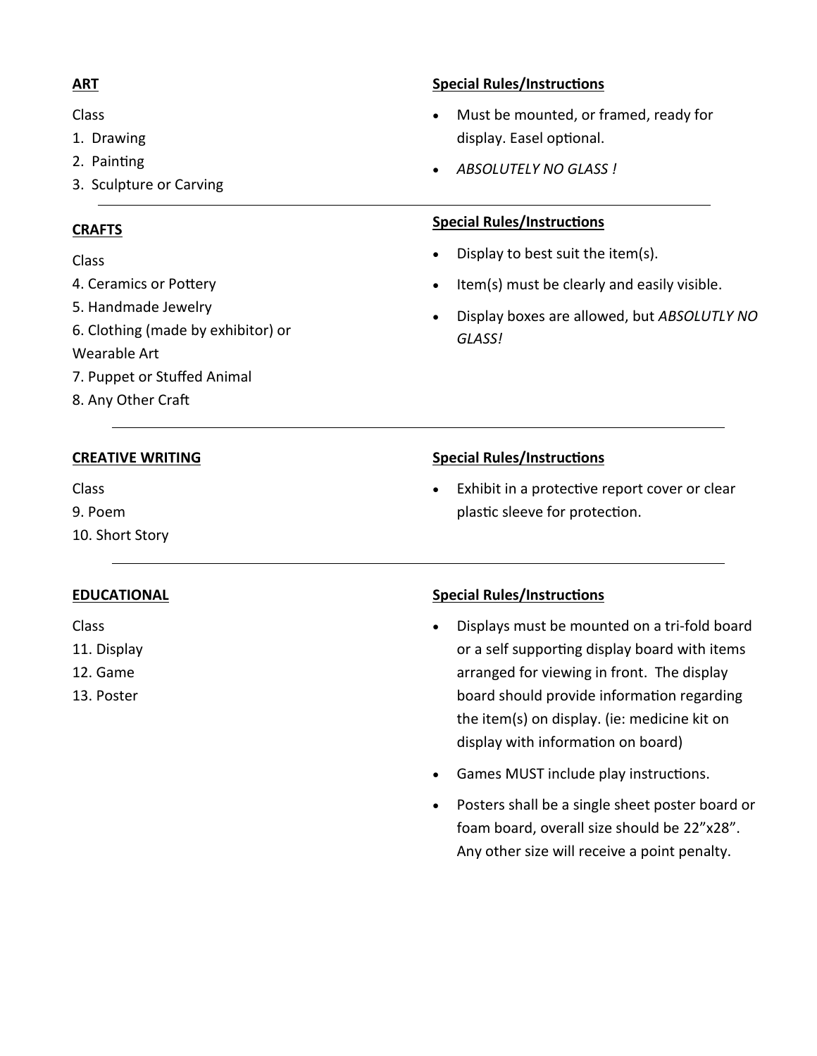**ART**

Class

1. Drawing
2. Painting
3. Sculpture or Carving

**Special Rules/Instructions**

- Must be mounted, or framed, ready for display. Easel optional.
- *ABSOLUTELY NO GLASS !*

---

**CRAFTS**

Class

4. Ceramics or Pottery
5. Handmade Jewelry
6. Clothing (made by exhibitor) or Wearable Art
7. Puppet or Stuffed Animal
8. Any Other Craft

**Special Rules/Instructions**

- Display to best suit the item(s).
- Item(s) must be clearly and easily visible.
- Display boxes are allowed, but *ABSOLUTLY NO GLASS!*

---

**CREATIVE WRITING**

Class

9. Poem
10. Short Story

**Special Rules/Instructions**

- Exhibit in a protective report cover or clear plastic sleeve for protection.

---

**EDUCATIONAL**

Class

11. Display
12. Game
13. Poster

**Special Rules/Instructions**

- Displays must be mounted on a tri-fold board or a self supporting display board with items arranged for viewing in front. The display board should provide information regarding the item(s) on display. (ie: medicine kit on display with information on board)
- Games MUST include play instructions.
- Posters shall be a single sheet poster board or foam board, overall size should be 22"x28". Any other size will receive a point penalty.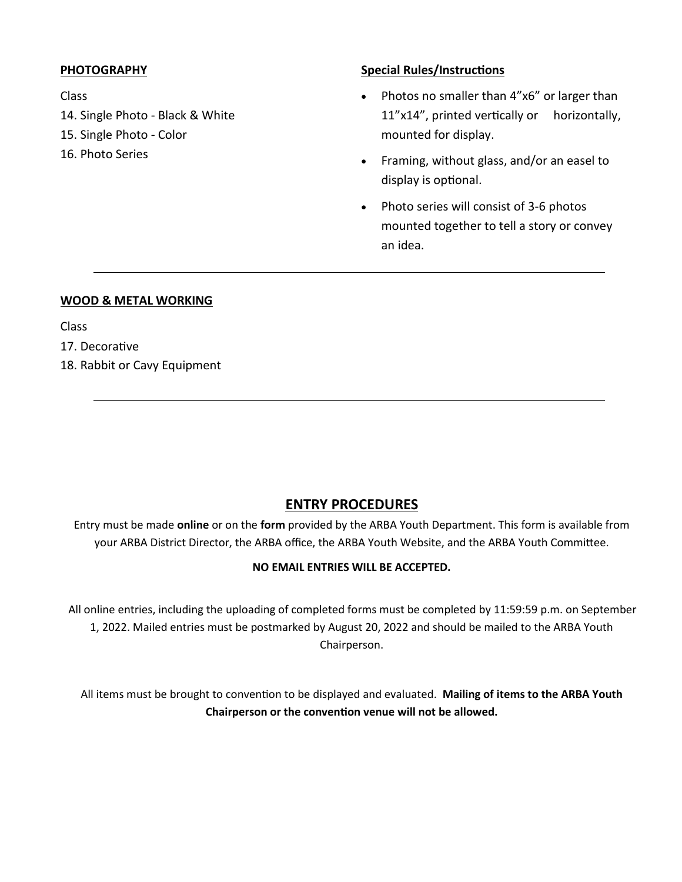**PHOTOGRAPHY**

Class

14. Single Photo - Black & White
15. Single Photo - Color
16. Photo Series

**Special Rules/Instructions**

- Photos no smaller than 4”x6” or larger than 11”x14”, printed vertically or horizontally, mounted for display.
- Framing, without glass, and/or an easel to display is optional.
- Photo series will consist of 3-6 photos mounted together to tell a story or convey an idea.

---

**WOOD & METAL WORKING**

Class

17. Decorative
18. Rabbit or Cavy Equipment

---

## ENTRY PROCEDURES

Entry must be made **online** or on the **form** provided by the ARBA Youth Department. This form is available from your ARBA District Director, the ARBA office, the ARBA Youth Website, and the ARBA Youth Committee.

**NO EMAIL ENTRIES WILL BE ACCEPTED.**

All online entries, including the uploading of completed forms must be completed by 11:59:59 p.m. on September 1, 2022. Mailed entries must be postmarked by August 20, 2022 and should be mailed to the ARBA Youth Chairperson.

All items must be brought to convention to be displayed and evaluated. **Mailing of items to the ARBA Youth Chairperson or the convention venue will not be allowed.**